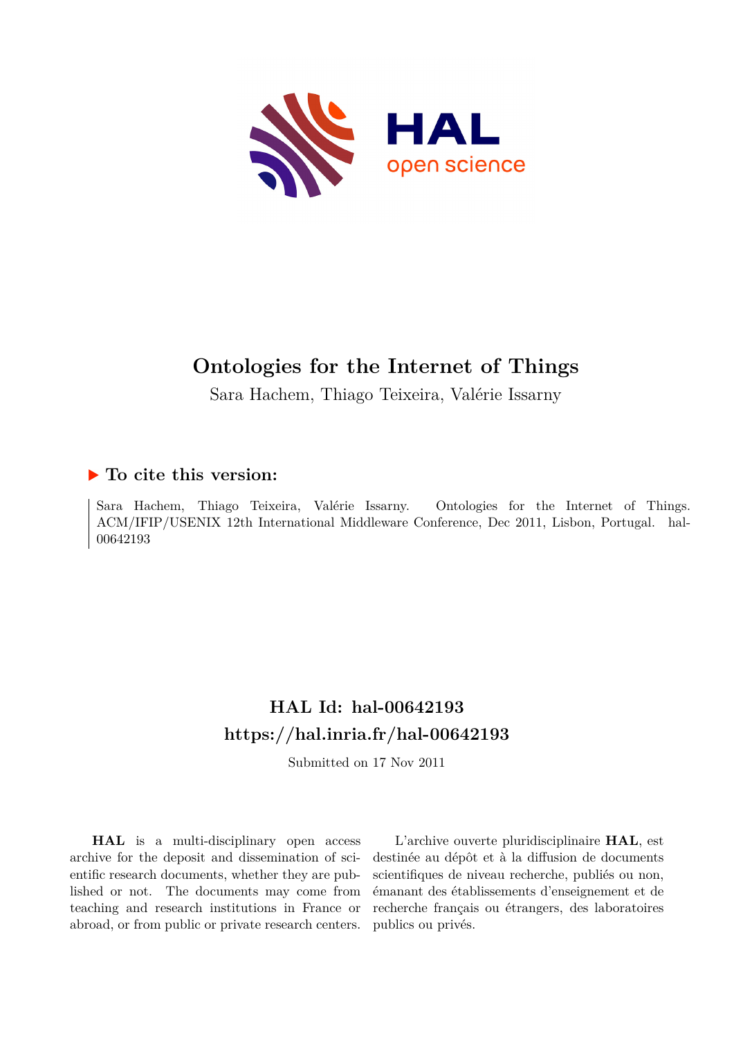# Ontologies for the Internet of Things

Sara Hachem, Thiago Teixeira, Valérie Issarny

## ▶ To cite this version:

Sara Hachem, Thiago Teixeira, Valérie Issarny. Ontologies for the Internet of Things. ACM/IFIP/USENIX 12th International Middleware Conference, Dec 2011, Lisbon, Portugal. hal-00642193

## HAL Id: hal-00642193
## https://hal.inria.fr/hal-00642193

Submitted on 17 Nov 2011

**HAL** is a multi-disciplinary open access archive for the deposit and dissemination of scientific research documents, whether they are published or not. The documents may come from teaching and research institutions in France or abroad, or from public or private research centers.

L'archive ouverte pluridisciplinaire **HAL**, est destinée au dépôt et à la diffusion de documents scientifiques de niveau recherche, publiés ou non, émanant des établissements d'enseignement et de recherche français ou étrangers, des laboratoires publics ou privés.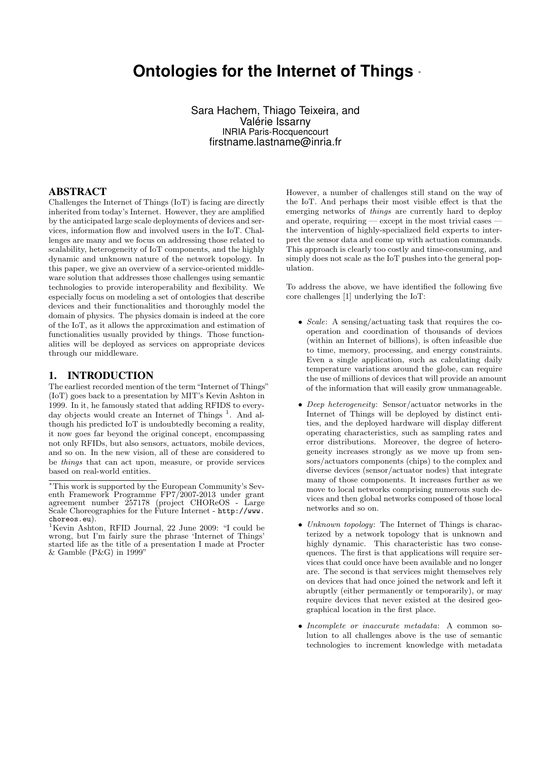# Ontologies for the Internet of Things *

Sara Hachem, Thiago Teixeira, and Valérie Issarny
INRIA Paris-Rocquencourt
firstname.lastname@inria.fr

## ABSTRACT

Challenges the Internet of Things (IoT) is facing are directly inherited from today's Internet. However, they are amplified by the anticipated large scale deployments of devices and services, information flow and involved users in the IoT. Challenges are many and we focus on addressing those related to scalability, heterogeneity of IoT components, and the highly dynamic and unknown nature of the network topology. In this paper, we give an overview of a service-oriented middleware solution that addresses those challenges using semantic technologies to provide interoperability and flexibility. We especially focus on modeling a set of ontologies that describe devices and their functionalities and thoroughly model the domain of physics. The physics domain is indeed at the core of the IoT, as it allows the approximation and estimation of functionalities usually provided by things. Those functionalities will be deployed as services on appropriate devices through our middleware.

## 1. INTRODUCTION

The earliest recorded mention of the term "Internet of Things" (IoT) goes back to a presentation by MIT's Kevin Ashton in 1999. In it, he famously stated that adding RFIDS to everyday objects would create an Internet of Things [1]. And although his predicted IoT is undoubtedly becoming a reality, it now goes far beyond the original concept, encompassing not only RFIDs, but also sensors, actuators, mobile devices, and so on. In the new vision, all of these are considered to be *things* that can act upon, measure, or provide services based on real-world entities.

*This work is supported by the European Community's Seventh Framework Programme FP7/2007-2013 under grant agreement number 257178 (project CHOReOS - Large Scale Choreographies for the Future Internet - http://www.choreos.eu).

[1]Kevin Ashton, RFID Journal, 22 June 2009: "I could be wrong, but I'm fairly sure the phrase 'Internet of Things' started life as the title of a presentation I made at Procter & Gamble (P&G) in 1999"

However, a number of challenges still stand on the way of the IoT. And perhaps their most visible effect is that the emerging networks of *things* are currently hard to deploy and operate, requiring — except in the most trivial cases — the intervention of highly-specialized field experts to interpret the sensor data and come up with actuation commands. This approach is clearly too costly and time-consuming, and simply does not scale as the IoT pushes into the general population.

To address the above, we have identified the following five core challenges [1] underlying the IoT:

- *Scale*: A sensing/actuating task that requires the cooperation and coordination of thousands of devices (within an Internet of billions), is often infeasible due to time, memory, processing, and energy constraints. Even a single application, such as calculating daily temperature variations around the globe, can require the use of millions of devices that will provide an amount of the information that will easily grow unmanageable.
- *Deep heterogeneity*: Sensor/actuator networks in the Internet of Things will be deployed by distinct entities, and the deployed hardware will display different operating characteristics, such as sampling rates and error distributions. Moreover, the degree of heterogeneity increases strongly as we move up from sensors/actuators components (chips) to the complex and diverse devices (sensor/actuator nodes) that integrate many of those components. It increases further as we move to local networks comprising numerous such devices and then global networks composed of those local networks and so on.
- *Unknown topology*: The Internet of Things is characterized by a network topology that is unknown and highly dynamic. This characteristic has two consequences. The first is that applications will require services that could once have been available and no longer are. The second is that services might themselves rely on devices that had once joined the network and left it abruptly (either permanently or temporarily), or may require devices that never existed at the desired geographical location in the first place.
- *Incomplete or inaccurate metadata*: A common solution to all challenges above is the use of semantic technologies to increment knowledge with metadata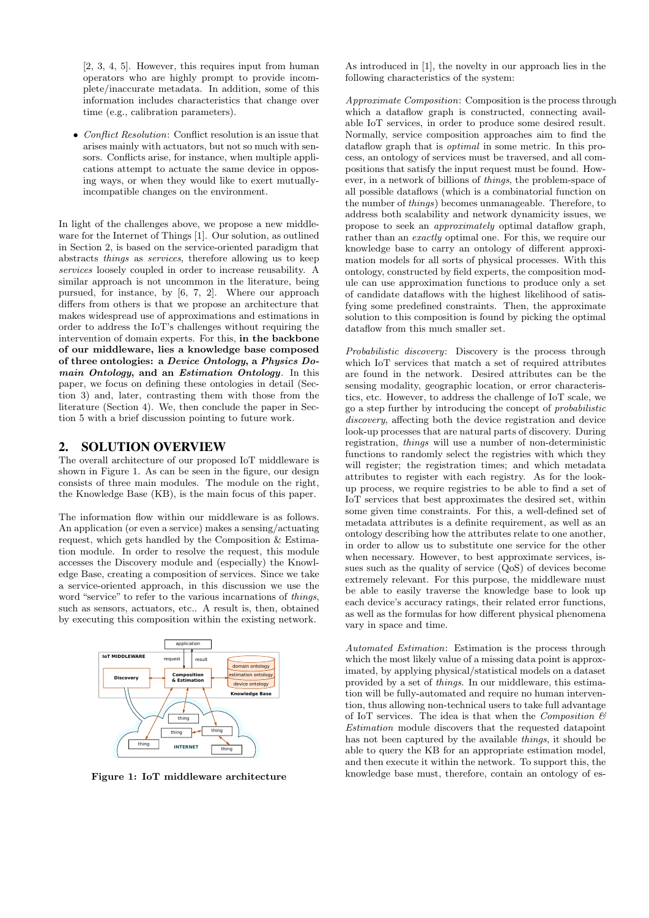[2, 3, 4, 5]. However, this requires input from human operators who are highly prompt to provide incomplete/inaccurate metadata. In addition, some of this information includes characteristics that change over time (e.g., calibration parameters).

- *Conflict Resolution*: Conflict resolution is an issue that arises mainly with actuators, but not so much with sensors. Conflicts arise, for instance, when multiple applications attempt to actuate the same device in opposing ways, or when they would like to exert mutually-incompatible changes on the environment.

In light of the challenges above, we propose a new middleware for the Internet of Things [1]. Our solution, as outlined in Section 2, is based on the service-oriented paradigm that abstracts *things* as *services*, therefore allowing us to keep *services* loosely coupled in order to increase reusability. A similar approach is not uncommon in the literature, being pursued, for instance, by [6, 7, 2]. Where our approach differs from others is that we propose an architecture that makes widespread use of approximations and estimations in order to address the IoT's challenges without requiring the intervention of domain experts. For this, **in the backbone of our middleware, lies a knowledge base composed of three ontologies: a *Device Ontology*, a *Physics Domain Ontology*, and an *Estimation Ontology***. In this paper, we focus on defining these ontologies in detail (Section 3) and, later, contrasting them with those from the literature (Section 4). We, then conclude the paper in Section 5 with a brief discussion pointing to future work.

## 2. SOLUTION OVERVIEW

The overall architecture of our proposed IoT middleware is shown in Figure 1. As can be seen in the figure, our design consists of three main modules. The module on the right, the Knowledge Base (KB), is the main focus of this paper.

The information flow within our middleware is as follows. An application (or even a service) makes a sensing/actuating request, which gets handled by the Composition & Estimation module. In order to resolve the request, this module accesses the Discovery module and (especially) the Knowledge Base, creating a composition of services. Since we take a service-oriented approach, in this discussion we use the word "service" to refer to the various incarnations of *things*, such as sensors, actuators, etc.. A result is, then, obtained by executing this composition within the existing network.

application
IoT MIDDLEWARE
request
result
Discovery
Composition & Estimation
domain ontology
estimation ontology
device ontology
Knowledge Base
thing
thing
thing
thing
thing
INTERNET

**Figure 1: IoT middleware architecture**

As introduced in [1], the novelty in our approach lies in the following characteristics of the system:

*Approximate Composition*: Composition is the process through which a dataflow graph is constructed, connecting available IoT services, in order to produce some desired result. Normally, service composition approaches aim to find the dataflow graph that is *optimal* in some metric. In this process, an ontology of services must be traversed, and all compositions that satisfy the input request must be found. However, in a network of billions of *things*, the problem-space of all possible dataflows (which is a combinatorial function on the number of *things*) becomes unmanageable. Therefore, to address both scalability and network dynamicity issues, we propose to seek an *approximately* optimal dataflow graph, rather than an *exactly* optimal one. For this, we require our knowledge base to carry an ontology of different approximation models for all sorts of physical processes. With this ontology, constructed by field experts, the composition module can use approximation functions to produce only a set of candidate dataflows with the highest likelihood of satisfying some predefined constraints. Then, the approximate solution to this composition is found by picking the optimal dataflow from this much smaller set.

*Probabilistic discovery*: Discovery is the process through which IoT services that match a set of required attributes are found in the network. Desired attributes can be the sensing modality, geographic location, or error characteristics, etc. However, to address the challenge of IoT scale, we go a step further by introducing the concept of *probabilistic discovery*, affecting both the device registration and device look-up processes that are natural parts of discovery. During registration, *things* will use a number of non-deterministic functions to randomly select the registries with which they will register; the registration times; and which metadata attributes to register with each registry. As for the look-up process, we require registries to be able to find a set of IoT services that best approximates the desired set, within some given time constraints. For this, a well-defined set of metadata attributes is a definite requirement, as well as an ontology describing how the attributes relate to one another, in order to allow us to substitute one service for the other when necessary. However, to best approximate services, issues such as the quality of service (QoS) of devices become extremely relevant. For this purpose, the middleware must be able to easily traverse the knowledge base to look up each device's accuracy ratings, their related error functions, as well as the formulas for how different physical phenomena vary in space and time.

*Automated Estimation*: Estimation is the process through which the most likely value of a missing data point is approximated, by applying physical/statistical models on a dataset provided by a set of *things*. In our middleware, this estimation will be fully-automated and require no human intervention, thus allowing non-technical users to take full advantage of IoT services. The idea is that when the *Composition & Estimation* module discovers that the requested datapoint has not been captured by the available *things*, it should be able to query the KB for an appropriate estimation model, and then execute it within the network. To support this, the knowledge base must, therefore, contain an ontology of es-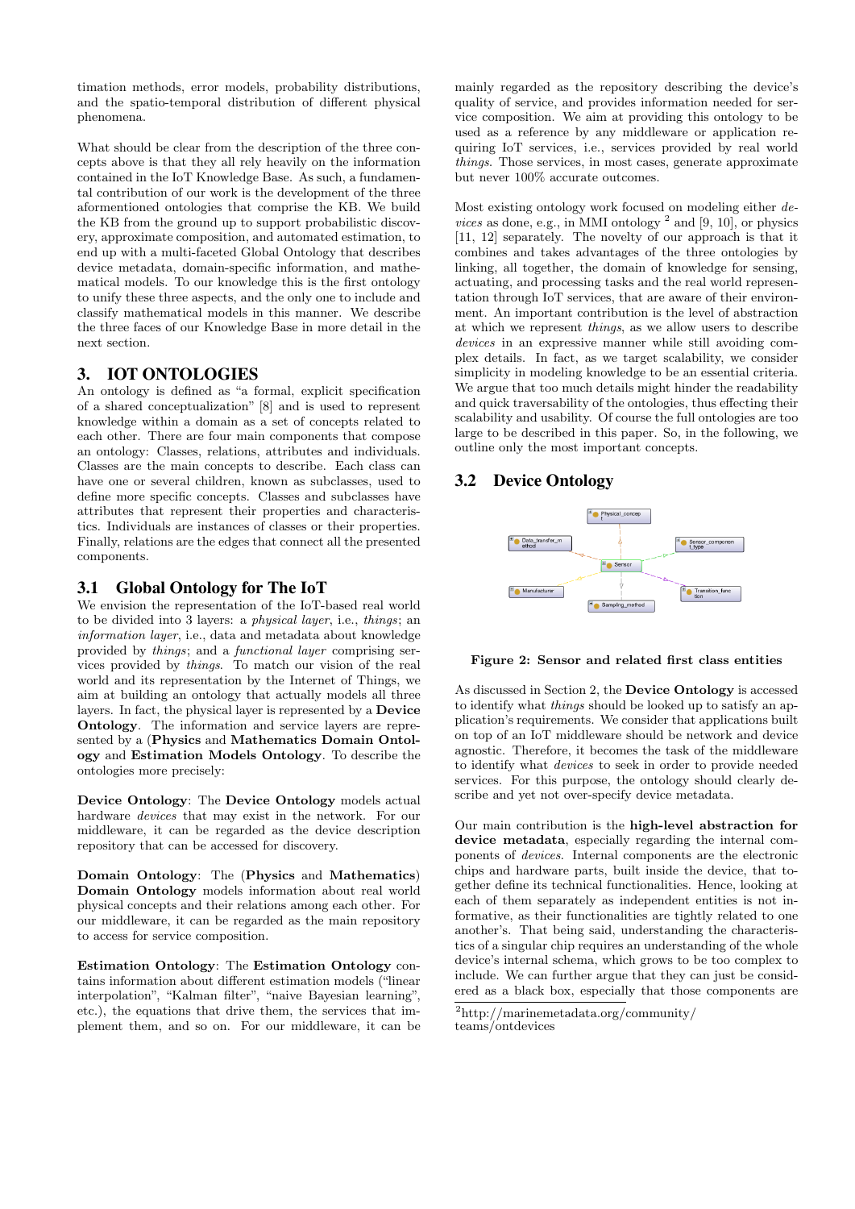timation methods, error models, probability distributions, and the spatio-temporal distribution of different physical phenomena.

What should be clear from the description of the three concepts above is that they all rely heavily on the information contained in the IoT Knowledge Base. As such, a fundamental contribution of our work is the development of the three aforementioned ontologies that comprise the KB. We build the KB from the ground up to support probabilistic discovery, approximate composition, and automated estimation, to end up with a multi-faceted Global Ontology that describes device metadata, domain-specific information, and mathematical models. To our knowledge this is the first ontology to unify these three aspects, and the only one to include and classify mathematical models in this manner. We describe the three faces of our Knowledge Base in more detail in the next section.

## 3. IOT ONTOLOGIES

An ontology is defined as "a formal, explicit specification of a shared conceptualization" [8] and is used to represent knowledge within a domain as a set of concepts related to each other. There are four main components that compose an ontology: Classes, relations, attributes and individuals. Classes are the main concepts to describe. Each class can have one or several children, known as subclasses, used to define more specific concepts. Classes and subclasses have attributes that represent their properties and characteristics. Individuals are instances of classes or their properties. Finally, relations are the edges that connect all the presented components.

### 3.1 Global Ontology for The IoT

We envision the representation of the IoT-based real world to be divided into 3 layers: a *physical layer*, i.e., *things*; an *information layer*, i.e., data and metadata about knowledge provided by *things*; and a *functional layer* comprising services provided by *things*. To match our vision of the real world and its representation by the Internet of Things, we aim at building an ontology that actually models all three layers. In fact, the physical layer is represented by a **Device Ontology**. The information and service layers are represented by a (**Physics** and **Mathematics Domain Ontology** and **Estimation Models Ontology**. To describe the ontologies more precisely:

**Device Ontology**: The **Device Ontology** models actual hardware *devices* that may exist in the network. For our middleware, it can be regarded as the device description repository that can be accessed for discovery.

**Domain Ontology**: The (**Physics** and **Mathematics**) **Domain Ontology** models information about real world physical concepts and their relations among each other. For our middleware, it can be regarded as the main repository to access for service composition.

**Estimation Ontology**: The **Estimation Ontology** contains information about different estimation models ("linear interpolation", "Kalman filter", "naive Bayesian learning", etc.), the equations that drive them, the services that implement them, and so on. For our middleware, it can be mainly regarded as the repository describing the device's quality of service, and provides information needed for service composition. We aim at providing this ontology to be used as a reference by any middleware or application requiring IoT services, i.e., services provided by real world *things*. Those services, in most cases, generate approximate but never 100% accurate outcomes.

Most existing ontology work focused on modeling either *devices* as done, e.g., in MMI ontology [2] and [9, 10], or physics [11, 12] separately. The novelty of our approach is that it combines and takes advantages of the three ontologies by linking, all together, the domain of knowledge for sensing, actuating, and processing tasks and the real world representation through IoT services, that are aware of their environment. An important contribution is the level of abstraction at which we represent *things*, as we allow users to describe *devices* in an expressive manner while still avoiding complex details. In fact, as we target scalability, we consider simplicity in modeling knowledge to be an essential criteria. We argue that too much details might hinder the readability and quick traversability of the ontologies, thus effecting their scalability and usability. Of course the full ontologies are too large to be described in this paper. So, in the following, we outline only the most important concepts.

### 3.2 Device Ontology

Physical_concept
Data_transfer_method
Sensor_component_type
Sensor
Manufacturer
Transition_function
Sampling_method

**Figure 2: Sensor and related first class entities**

As discussed in Section 2, the **Device Ontology** is accessed to identify what *things* should be looked up to satisfy an application's requirements. We consider that applications built on top of an IoT middleware should be network and device agnostic. Therefore, it becomes the task of the middleware to identify what *devices* to seek in order to provide needed services. For this purpose, the ontology should clearly describe and yet not over-specify device metadata.

Our main contribution is the **high-level abstraction for device metadata**, especially regarding the internal components of *devices*. Internal components are the electronic chips and hardware parts, built inside the device, that together define its technical functionalities. Hence, looking at each of them separately as independent entities is not informative, as their functionalities are tightly related to one another's. That being said, understanding the characteristics of a singular chip requires an understanding of the whole device's internal schema, which grows to be too complex to include. We can further argue that they can just be considered as a black box, especially that those components are

[2] http://marinemetadata.org/community/teams/ontdevices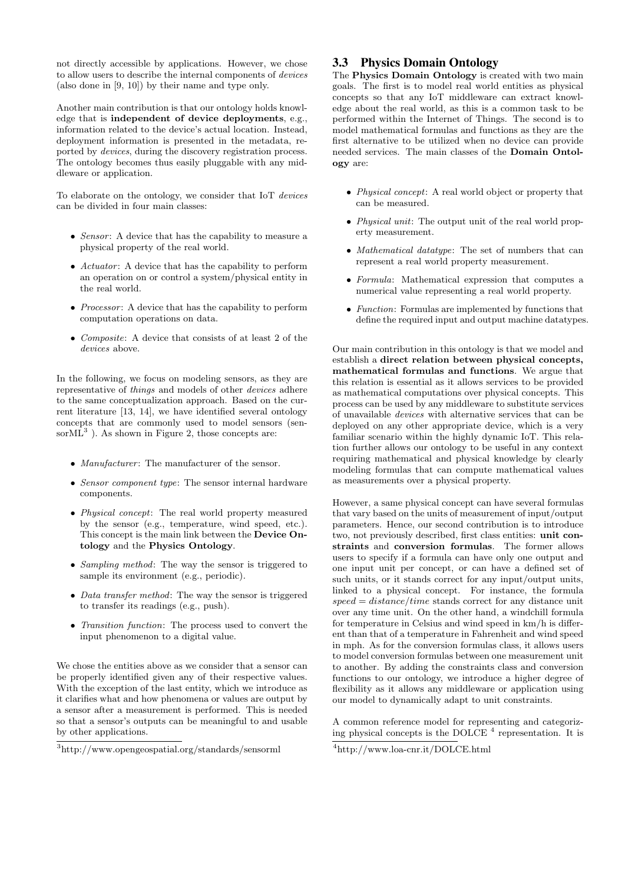not directly accessible by applications. However, we chose to allow users to describe the internal components of *devices* (also done in [9, 10]) by their name and type only.

Another main contribution is that our ontology holds knowledge that is **independent of device deployments**, e.g., information related to the device's actual location. Instead, deployment information is presented in the metadata, reported by *devices*, during the discovery registration process. The ontology becomes thus easily pluggable with any middleware or application.

To elaborate on the ontology, we consider that IoT *devices* can be divided in four main classes:

- *Sensor*: A device that has the capability to measure a physical property of the real world.
- *Actuator*: A device that has the capability to perform an operation on or control a system/physical entity in the real world.
- *Processor*: A device that has the capability to perform computation operations on data.
- *Composite*: A device that consists of at least 2 of the *devices* above.

In the following, we focus on modeling sensors, as they are representative of *things* and models of other *devices* adhere to the same conceptualization approach. Based on the current literature [13, 14], we have identified several ontology concepts that are commonly used to model sensors (sensorML[3] ). As shown in Figure 2, those concepts are:

- *Manufacturer*: The manufacturer of the sensor.
- *Sensor component type*: The sensor internal hardware components.
- *Physical concept*: The real world property measured by the sensor (e.g., temperature, wind speed, etc.). This concept is the main link between the **Device Ontology** and the **Physics Ontology**.
- *Sampling method*: The way the sensor is triggered to sample its environment (e.g., periodic).
- *Data transfer method*: The way the sensor is triggered to transfer its readings (e.g., push).
- *Transition function*: The process used to convert the input phenomenon to a digital value.

We chose the entities above as we consider that a sensor can be properly identified given any of their respective values. With the exception of the last entity, which we introduce as it clarifies what and how phenomena or values are output by a sensor after a measurement is performed. This is needed so that a sensor's outputs can be meaningful to and usable by other applications.

[3]http://www.opengeospatial.org/standards/sensorml

## 3.3 Physics Domain Ontology

The **Physics Domain Ontology** is created with two main goals. The first is to model real world entities as physical concepts so that any IoT middleware can extract knowledge about the real world, as this is a common task to be performed within the Internet of Things. The second is to model mathematical formulas and functions as they are the first alternative to be utilized when no device can provide needed services. The main classes of the **Domain Ontology** are:

- *Physical concept*: A real world object or property that can be measured.
- *Physical unit*: The output unit of the real world property measurement.
- *Mathematical datatype*: The set of numbers that can represent a real world property measurement.
- *Formula*: Mathematical expression that computes a numerical value representing a real world property.
- *Function*: Formulas are implemented by functions that define the required input and output machine datatypes.

Our main contribution in this ontology is that we model and establish a **direct relation between physical concepts, mathematical formulas and functions**. We argue that this relation is essential as it allows services to be provided as mathematical computations over physical concepts. This process can be used by any middleware to substitute services of unavailable *devices* with alternative services that can be deployed on any other appropriate device, which is a very familiar scenario within the highly dynamic IoT. This relation further allows our ontology to be useful in any context requiring mathematical and physical knowledge by clearly modeling formulas that can compute mathematical values as measurements over a physical property.

However, a same physical concept can have several formulas that vary based on the units of measurement of input/output parameters. Hence, our second contribution is to introduce two, not previously described, first class entities: **unit constraints** and **conversion formulas**. The former allows users to specify if a formula can have only one output and one input unit per concept, or can have a defined set of such units, or it stands correct for any input/output units, linked to a physical concept. For instance, the formula $speed = distance/time$ stands correct for any distance unit over any time unit. On the other hand, a windchill formula for temperature in Celsius and wind speed in km/h is different than that of a temperature in Fahrenheit and wind speed in mph. As for the conversion formulas class, it allows users to model conversion formulas between one measurement unit to another. By adding the constraints class and conversion functions to our ontology, we introduce a higher degree of flexibility as it allows any middleware or application using our model to dynamically adapt to unit constraints.

A common reference model for representing and categorizing physical concepts is the DOLCE [4] representation. It is

[4]http://www.loa-cnr.it/DOLCE.html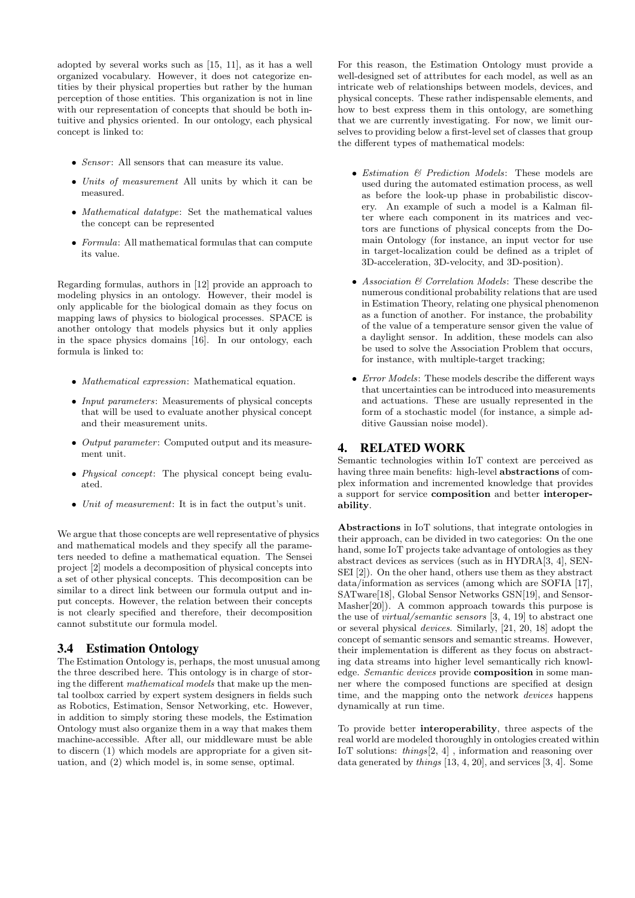adopted by several works such as [15, 11], as it has a well organized vocabulary. However, it does not categorize entities by their physical properties but rather by the human perception of those entities. This organization is not in line with our representation of concepts that should be both intuitive and physics oriented. In our ontology, each physical concept is linked to:

- *Sensor*: All sensors that can measure its value.
- *Units of measurement* All units by which it can be measured.
- *Mathematical datatype*: Set the mathematical values the concept can be represented
- *Formula*: All mathematical formulas that can compute its value.

Regarding formulas, authors in [12] provide an approach to modeling physics in an ontology. However, their model is only applicable for the biological domain as they focus on mapping laws of physics to biological processes. SPACE is another ontology that models physics but it only applies in the space physics domains [16]. In our ontology, each formula is linked to:

- *Mathematical expression*: Mathematical equation.
- *Input parameters*: Measurements of physical concepts that will be used to evaluate another physical concept and their measurement units.
- *Output parameter*: Computed output and its measurement unit.
- *Physical concept*: The physical concept being evaluated.
- *Unit of measurement*: It is in fact the output's unit.

We argue that those concepts are well representative of physics and mathematical models and they specify all the parameters needed to define a mathematical equation. The Sensei project [2] models a decomposition of physical concepts into a set of other physical concepts. This decomposition can be similar to a direct link between our formula output and input concepts. However, the relation between their concepts is not clearly specified and therefore, their decomposition cannot substitute our formula model.

### 3.4 Estimation Ontology

The Estimation Ontology is, perhaps, the most unusual among the three described here. This ontology is in charge of storing the different *mathematical models* that make up the mental toolbox carried by expert system designers in fields such as Robotics, Estimation, Sensor Networking, etc. However, in addition to simply storing these models, the Estimation Ontology must also organize them in a way that makes them machine-accessible. After all, our middleware must be able to discern (1) which models are appropriate for a given situation, and (2) which model is, in some sense, optimal.

For this reason, the Estimation Ontology must provide a well-designed set of attributes for each model, as well as an intricate web of relationships between models, devices, and physical concepts. These rather indispensable elements, and how to best express them in this ontology, are something that we are currently investigating. For now, we limit ourselves to providing below a first-level set of classes that group the different types of mathematical models:

- *Estimation & Prediction Models*: These models are used during the automated estimation process, as well as before the look-up phase in probabilistic discovery. An example of such a model is a Kalman filter where each component in its matrices and vectors are functions of physical concepts from the Domain Ontology (for instance, an input vector for use in target-localization could be defined as a triplet of 3D-acceleration, 3D-velocity, and 3D-position).
- *Association & Correlation Models*: These describe the numerous conditional probability relations that are used in Estimation Theory, relating one physical phenomenon as a function of another. For instance, the probability of the value of a temperature sensor given the value of a daylight sensor. In addition, these models can also be used to solve the Association Problem that occurs, for instance, with multiple-target tracking;
- *Error Models*: These models describe the different ways that uncertainties can be introduced into measurements and actuations. These are usually represented in the form of a stochastic model (for instance, a simple additive Gaussian noise model).

## 4. RELATED WORK

Semantic technologies within IoT context are perceived as having three main benefits: high-level **abstractions** of complex information and incremented knowledge that provides a support for service **composition** and better **interoperability**.

**Abstractions** in IoT solutions, that integrate ontologies in their approach, can be divided in two categories: On the one hand, some IoT projects take advantage of ontologies as they abstract devices as services (such as in HYDRA[3, 4], SENSEI [2]). On the oher hand, others use them as they abstract data/information as services (among which are SOFIA [17], SATware[18], Global Sensor Networks GSN[19], and SensorMasher[20]). A common approach towards this purpose is the use of *virtual/semantic sensors* [3, 4, 19] to abstract one or several physical *devices*. Similarly, [21, 20, 18] adopt the concept of semantic sensors and semantic streams. However, their implementation is different as they focus on abstracting data streams into higher level semantically rich knowledge. *Semantic devices* provide **composition** in some manner where the composed functions are specified at design time, and the mapping onto the network *devices* happens dynamically at run time.

To provide better **interoperability**, three aspects of the real world are modeled thoroughly in ontologies created within IoT solutions: *things*[2, 4] , information and reasoning over data generated by *things* [13, 4, 20], and services [3, 4]. Some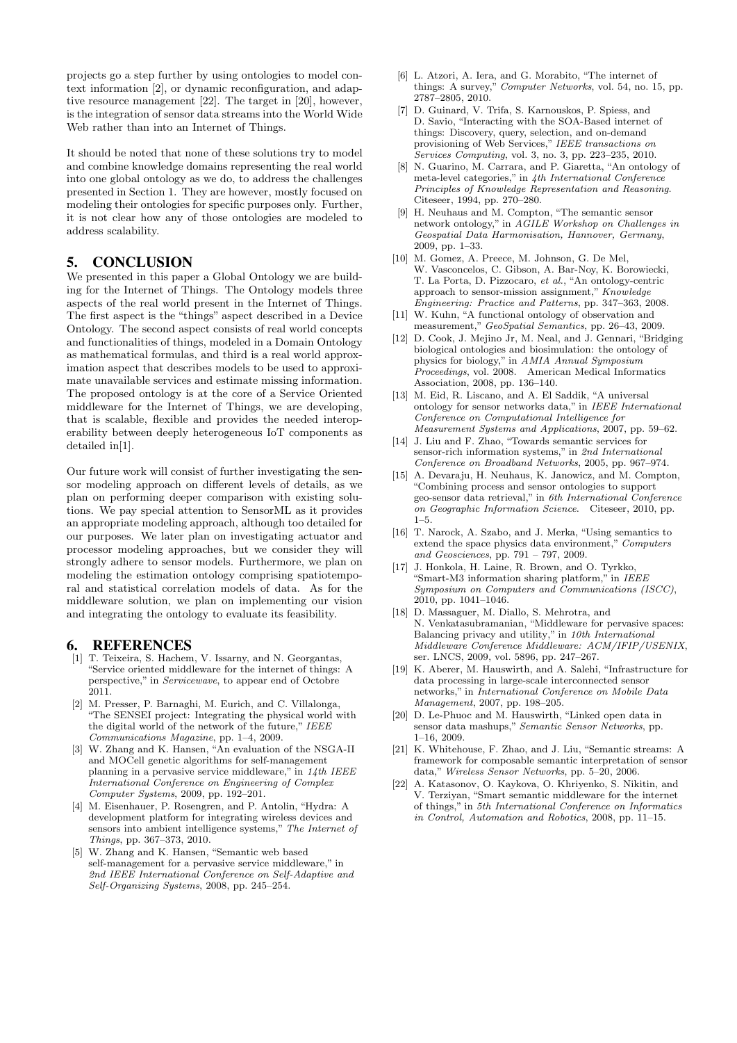projects go a step further by using ontologies to model context information [2], or dynamic reconfiguration, and adaptive resource management [22]. The target in [20], however, is the integration of sensor data streams into the World Wide Web rather than into an Internet of Things.

It should be noted that none of these solutions try to model and combine knowledge domains representing the real world into one global ontology as we do, to address the challenges presented in Section 1. They are however, mostly focused on modeling their ontologies for specific purposes only. Further, it is not clear how any of those ontologies are modeled to address scalability.

## 5. CONCLUSION

We presented in this paper a Global Ontology we are building for the Internet of Things. The Ontology models three aspects of the real world present in the Internet of Things. The first aspect is the "things" aspect described in a Device Ontology. The second aspect consists of real world concepts and functionalities of things, modeled in a Domain Ontology as mathematical formulas, and third is a real world approximation aspect that describes models to be used to approximate unavailable services and estimate missing information. The proposed ontology is at the core of a Service Oriented middleware for the Internet of Things, we are developing, that is scalable, flexible and provides the needed interoperability between deeply heterogeneous IoT components as detailed in[1].

Our future work will consist of further investigating the sensor modeling approach on different levels of details, as we plan on performing deeper comparison with existing solutions. We pay special attention to SensorML as it provides an appropriate modeling approach, although too detailed for our purposes. We later plan on investigating actuator and processor modeling approaches, but we consider they will strongly adhere to sensor models. Furthermore, we plan on modeling the estimation ontology comprising spatiotemporal and statistical correlation models of data. As for the middleware solution, we plan on implementing our vision and integrating the ontology to evaluate its feasibility.

## 6. REFERENCES

[1] T. Teixeira, S. Hachem, V. Issarny, and N. Georgantas, "Service oriented middleware for the internet of things: A perspective," in *Servicewave*, to appear end of Octobre 2011.

[2] M. Presser, P. Barnaghi, M. Eurich, and C. Villalonga, "The SENSEI project: Integrating the physical world with the digital world of the network of the future," *IEEE Communications Magazine*, pp. 1–4, 2009.

[3] W. Zhang and K. Hansen, "An evaluation of the NSGA-II and MOCell genetic algorithms for self-management planning in a pervasive service middleware," in *14th IEEE International Conference on Engineering of Complex Computer Systems*, 2009, pp. 192–201.

[4] M. Eisenhauer, P. Rosengren, and P. Antolin, "Hydra: A development platform for integrating wireless devices and sensors into ambient intelligence systems," *The Internet of Things*, pp. 367–373, 2010.

[5] W. Zhang and K. Hansen, "Semantic web based self-management for a pervasive service middleware," in *2nd IEEE International Conference on Self-Adaptive and Self-Organizing Systems*, 2008, pp. 245–254.

[6] L. Atzori, A. Iera, and G. Morabito, "The internet of things: A survey," *Computer Networks*, vol. 54, no. 15, pp. 2787–2805, 2010.

[7] D. Guinard, V. Trifa, S. Karnouskos, P. Spiess, and D. Savio, "Interacting with the SOA-Based internet of things: Discovery, query, selection, and on-demand provisioning of Web Services," *IEEE transactions on Services Computing*, vol. 3, no. 3, pp. 223–235, 2010.

[8] N. Guarino, M. Carrara, and P. Giaretta, "An ontology of meta-level categories," in *4th International Conference Principles of Knowledge Representation and Reasoning*. Citeseer, 1994, pp. 270–280.

[9] H. Neuhaus and M. Compton, "The semantic sensor network ontology," in *AGILE Workshop on Challenges in Geospatial Data Harmonisation, Hannover, Germany*, 2009, pp. 1–33.

[10] M. Gomez, A. Preece, M. Johnson, G. De Mel, W. Vasconcelos, C. Gibson, A. Bar-Noy, K. Borowiecki, T. La Porta, D. Pizzocaro, *et al.*, "An ontology-centric approach to sensor-mission assignment," *Knowledge Engineering: Practice and Patterns*, pp. 347–363, 2008.

[11] W. Kuhn, "A functional ontology of observation and measurement," *GeoSpatial Semantics*, pp. 26–43, 2009.

[12] D. Cook, J. Mejino Jr, M. Neal, and J. Gennari, "Bridging biological ontologies and biosimulation: the ontology of physics for biology," in *AMIA Annual Symposium Proceedings*, vol. 2008. American Medical Informatics Association, 2008, pp. 136–140.

[13] M. Eid, R. Liscano, and A. El Saddik, "A universal ontology for sensor networks data," in *IEEE International Conference on Computational Intelligence for Measurement Systems and Applications*, 2007, pp. 59–62.

[14] J. Liu and F. Zhao, "Towards semantic services for sensor-rich information systems," in *2nd International Conference on Broadband Networks*, 2005, pp. 967–974.

[15] A. Devaraju, H. Neuhaus, K. Janowicz, and M. Compton, "Combining process and sensor ontologies to support geo-sensor data retrieval," in *6th International Conference on Geographic Information Science*. Citeseer, 2010, pp. 1–5.

[16] T. Narock, A. Szabo, and J. Merka, "Using semantics to extend the space physics data environment," *Computers and Geosciences*, pp. 791 – 797, 2009.

[17] J. Honkola, H. Laine, R. Brown, and O. Tyrkko, "Smart-M3 information sharing platform," in *IEEE Symposium on Computers and Communications (ISCC)*, 2010, pp. 1041–1046.

[18] D. Massaguer, M. Diallo, S. Mehrotra, and N. Venkatasubramanian, "Middleware for pervasive spaces: Balancing privacy and utility," in *10th International Middleware Conference Middleware: ACM/IFIP/USENIX*, ser. LNCS, 2009, vol. 5896, pp. 247–267.

[19] K. Aberer, M. Hauswirth, and A. Salehi, "Infrastructure for data processing in large-scale interconnected sensor networks," in *International Conference on Mobile Data Management*, 2007, pp. 198–205.

[20] D. Le-Phuoc and M. Hauswirth, "Linked open data in sensor data mashups," *Semantic Sensor Networks*, pp. 1–16, 2009.

[21] K. Whitehouse, F. Zhao, and J. Liu, "Semantic streams: A framework for composable semantic interpretation of sensor data," *Wireless Sensor Networks*, pp. 5–20, 2006.

[22] A. Katasonov, O. Kaykova, O. Khriyenko, S. Nikitin, and V. Terziyan, "Smart semantic middleware for the internet of things," in *5th International Conference on Informatics in Control, Automation and Robotics*, 2008, pp. 11–15.